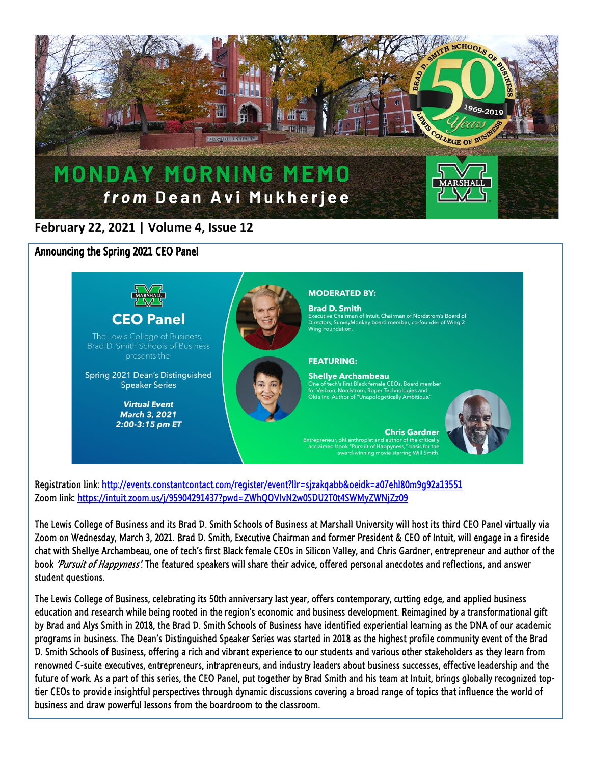# MONDAY MORNING MEMO
## *from* Dean Avi Mukherjee

**February 22, 2021 | Volume 4, Issue 12**

## Announcing the Spring 2021 CEO Panel

**CEO Panel**

The Lewis College of Business, Brad D. Smith Schools of Business presents the

Spring 2021 Dean's Distinguished Speaker Series

***Virtual Event***
***March 3, 2021***
***2:00-3:15 pm ET***

**MODERATED BY:**

**Brad D. Smith**
Executive Chairman of Intuit, Chairman of Nordstrom's Board of Directors, SurveyMonkey board member, co-founder of Wing 2 Wing Foundation.

**FEATURING:**

**Shellye Archambeau**
One of tech's first Black female CEOs. Board member for Verizon, Nordstrom, Roper Technologies and Okta Inc. Author of "Unapologetically Ambitious."

**Chris Gardner**
Entrepreneur, philanthropist and author of the critically acclaimed book "Pursuit of Happyness," basis for the award-winning movie starring Will Smith.

Registration link: http://events.constantcontact.com/register/event?llr=sjzakqabb&oeidk=a07ehl80m9g92a13551
Zoom link: https://intuit.zoom.us/j/95904291437?pwd=ZWhQOVlvN2w0SDU2T0t4SWMyZWNjZz09

The Lewis College of Business and its Brad D. Smith Schools of Business at Marshall University will host its third CEO Panel virtually via Zoom on Wednesday, March 3, 2021. Brad D. Smith, Executive Chairman and former President & CEO of Intuit, will engage in a fireside chat with Shellye Archambeau, one of tech's first Black female CEOs in Silicon Valley, and Chris Gardner, entrepreneur and author of the book *'Pursuit of Happyness'*. The featured speakers will share their advice, offered personal anecdotes and reflections, and answer student questions.

The Lewis College of Business, celebrating its 50th anniversary last year, offers contemporary, cutting edge, and applied business education and research while being rooted in the region's economic and business development. Reimagined by a transformational gift by Brad and Alys Smith in 2018, the Brad D. Smith Schools of Business have identified experiential learning as the DNA of our academic programs in business. The Dean's Distinguished Speaker Series was started in 2018 as the highest profile community event of the Brad D. Smith Schools of Business, offering a rich and vibrant experience to our students and various other stakeholders as they learn from renowned C-suite executives, entrepreneurs, intrapreneurs, and industry leaders about business successes, effective leadership and the future of work. As a part of this series, the CEO Panel, put together by Brad Smith and his team at Intuit, brings globally recognized top-tier CEOs to provide insightful perspectives through dynamic discussions covering a broad range of topics that influence the world of business and draw powerful lessons from the boardroom to the classroom.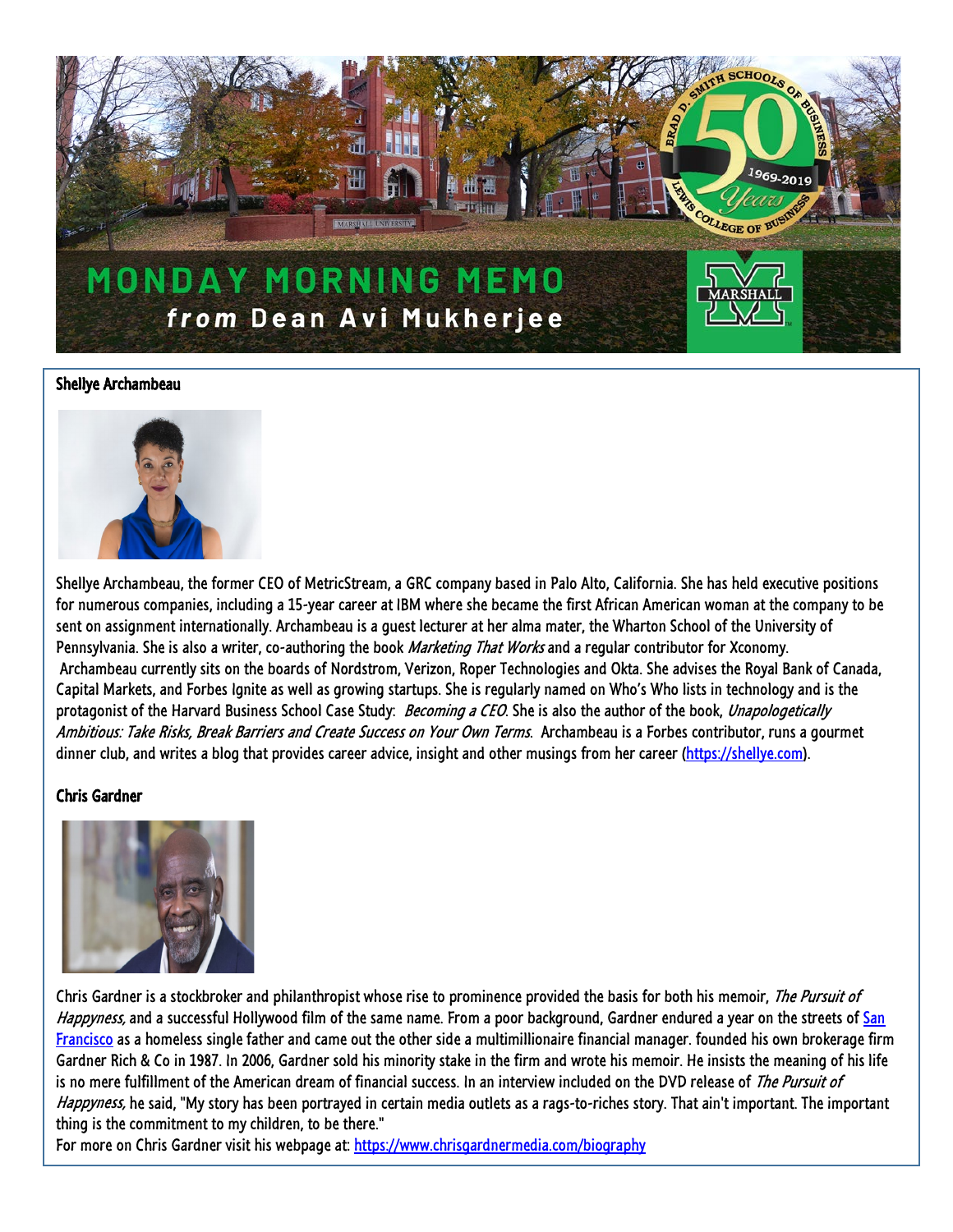# MONDAY MORNING MEMO

***from* Dean Avi Mukherjee**

### Shellye Archambeau

Shellye Archambeau, the former CEO of MetricStream, a GRC company based in Palo Alto, California. She has held executive positions for numerous companies, including a 15-year career at IBM where she became the first African American woman at the company to be sent on assignment internationally. Archambeau is a guest lecturer at her alma mater, the Wharton School of the University of Pennsylvania. She is also a writer, co-authoring the book *Marketing That Works* and a regular contributor for Xconomy. Archambeau currently sits on the boards of Nordstrom, Verizon, Roper Technologies and Okta. She advises the Royal Bank of Canada, Capital Markets, and Forbes Ignite as well as growing startups. She is regularly named on Who's Who lists in technology and is the protagonist of the Harvard Business School Case Study: *Becoming a CEO*. She is also the author of the book, *Unapologetically Ambitious: Take Risks, Break Barriers and Create Success on Your Own Terms*. Archambeau is a Forbes contributor, runs a gourmet dinner club, and writes a blog that provides career advice, insight and other musings from her career (https://shellye.com).

### Chris Gardner

Chris Gardner is a stockbroker and philanthropist whose rise to prominence provided the basis for both his memoir, *The Pursuit of Happyness,* and a successful Hollywood film of the same name. From a poor background, Gardner endured a year on the streets of San Francisco as a homeless single father and came out the other side a multimillionaire financial manager. founded his own brokerage firm Gardner Rich & Co in 1987. In 2006, Gardner sold his minority stake in the firm and wrote his memoir. He insists the meaning of his life is no mere fulfillment of the American dream of financial success. In an interview included on the DVD release of *The Pursuit of Happyness,* he said, "My story has been portrayed in certain media outlets as a rags-to-riches story. That ain't important. The important thing is the commitment to my children, to be there."

For more on Chris Gardner visit his webpage at: https://www.chrisgardnermedia.com/biography